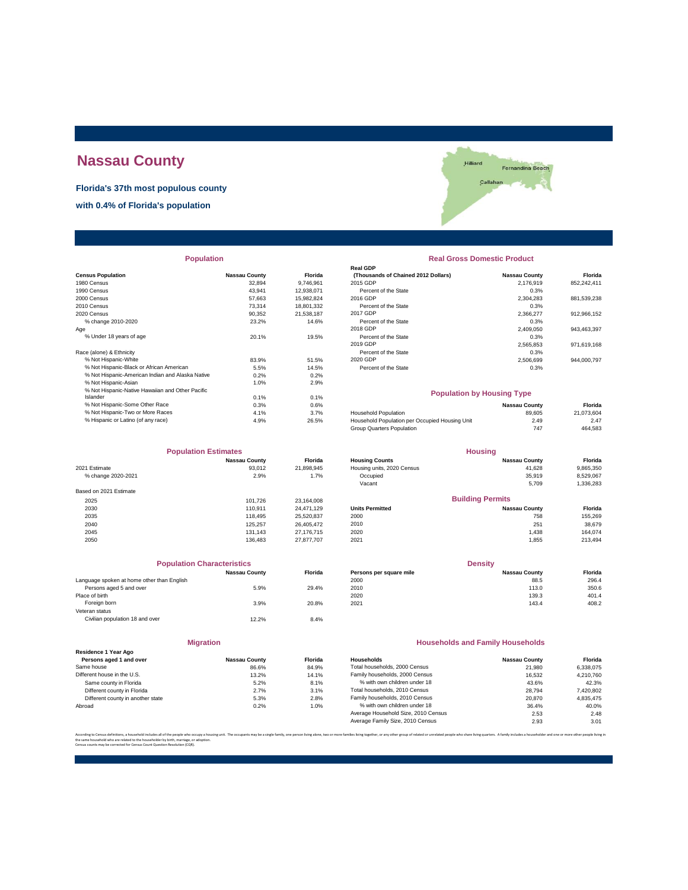# Nassau County

**Florida's 37th most populous county**

**with 0.4% of Florida's population**

## Population

| Census Population | Nassau County | Florida |
|---|---|---|
| 1980 Census | 32,894 | 9,746,961 |
| 1990 Census | 43,941 | 12,938,071 |
| 2000 Census | 57,663 | 15,982,824 |
| 2010 Census | 73,314 | 18,801,332 |
| 2020 Census | 90,352 | 21,538,187 |
| % change 2010-2020 | 23.2% | 14.6% |
| Age | | |
| % Under 18 years of age | 20.1% | 19.5% |
| Race (alone) & Ethnicity | | |
| % Not Hispanic-White | 83.9% | 51.5% |
| % Not Hispanic-Black or African American | 5.5% | 14.5% |
| % Not Hispanic-American Indian and Alaska Native | 0.2% | 0.2% |
| % Not Hispanic-Asian | 1.0% | 2.9% |
| % Not Hispanic-Native Hawaiian and Other Pacific Islander | 0.1% | 0.1% |
| % Not Hispanic-Some Other Race | 0.3% | 0.6% |
| % Not Hispanic-Two or More Races | 4.1% | 3.7% |
| % Hispanic or Latino (of any race) | 4.9% | 26.5% |

## Real Gross Domestic Product

| Real GDP (Thousands of Chained 2012 Dollars) | Nassau County | Florida |
|---|---|---|
| 2015 GDP | 2,176,919 | 852,242,411 |
| Percent of the State | 0.3% | |
| 2016 GDP | 2,304,283 | 881,539,238 |
| Percent of the State | 0.3% | |
| 2017 GDP | 2,366,277 | 912,966,152 |
| Percent of the State | 0.3% | |
| 2018 GDP | 2,409,050 | 943,463,397 |
| Percent of the State | 0.3% | |
| 2019 GDP | 2,565,853 | 971,619,168 |
| Percent of the State | 0.3% | |
| 2020 GDP | 2,506,699 | 944,000,797 |
| Percent of the State | 0.3% | |

## Population by Housing Type

| | Nassau County | Florida |
|---|---|---|
| Household Population | 89,605 | 21,073,604 |
| Household Population per Occupied Housing Unit | 2.49 | 2.47 |
| Group Quarters Population | 747 | 464,583 |

## Population Estimates

| | Nassau County | Florida |
|---|---|---|
| 2021 Estimate | 93,012 | 21,898,945 |
| % change 2020-2021 | 2.9% | 1.7% |
| Based on 2021 Estimate | | |
| 2025 | 101,726 | 23,164,008 |
| 2030 | 110,911 | 24,471,129 |
| 2035 | 118,495 | 25,520,837 |
| 2040 | 125,257 | 26,405,472 |
| 2045 | 131,143 | 27,176,715 |
| 2050 | 136,483 | 27,877,707 |

## Housing

| Housing Counts | Nassau County | Florida |
|---|---|---|
| Housing units, 2020 Census | 41,628 | 9,865,350 |
| Occupied | 35,919 | 8,529,067 |
| Vacant | 5,709 | 1,336,283 |

## Building Permits

| Units Permitted | Nassau County | Florida |
|---|---|---|
| 2000 | 758 | 155,269 |
| 2010 | 251 | 38,679 |
| 2020 | 1,438 | 164,074 |
| 2021 | 1,855 | 213,494 |

## Population Characteristics

| | Nassau County | Florida |
|---|---|---|
| Language spoken at home other than English | | |
| Persons aged 5 and over | 5.9% | 29.4% |
| Place of birth | | |
| Foreign born | 3.9% | 20.8% |
| Veteran status | | |
| Civilian population 18 and over | 12.2% | 8.4% |

## Density

| Persons per square mile | Nassau County | Florida |
|---|---|---|
| 2000 | 88.5 | 296.4 |
| 2010 | 113.0 | 350.6 |
| 2020 | 139.3 | 401.4 |
| 2021 | 143.4 | 408.2 |

## Migration

| Residence 1 Year Ago Persons aged 1 and over | Nassau County | Florida |
|---|---|---|
| Same house | 86.6% | 84.9% |
| Different house in the U.S. | 13.2% | 14.1% |
| Same county in Florida | 5.2% | 8.1% |
| Different county in Florida | 2.7% | 3.1% |
| Different county in another state | 5.3% | 2.8% |
| Abroad | 0.2% | 1.0% |

## Households and Family Households

| Households | Nassau County | Florida |
|---|---|---|
| Total households, 2000 Census | 21,980 | 6,338,075 |
| Family households, 2000 Census | 16,532 | 4,210,760 |
| % with own children under 18 | 43.6% | 42.3% |
| Total households, 2010 Census | 28,794 | 7,420,802 |
| Family households, 2010 Census | 20,870 | 4,835,475 |
| % with own children under 18 | 36.4% | 40.0% |
| Average Household Size, 2010 Census | 2.53 | 2.48 |
| Average Family Size, 2010 Census | 2.93 | 3.01 |

According to Census definitions, a household includes all of the people who occupy a housing unit. The occupants may be a single family, one person living alone, two or more families living together, or any other group of related or unrelated people who share living quarters. A family includes a householder and one or more other people living in the same household who are related to the householder by birth, marriage, or adoption.
Census counts may be corrected for Census Count Question Resolution (CQR).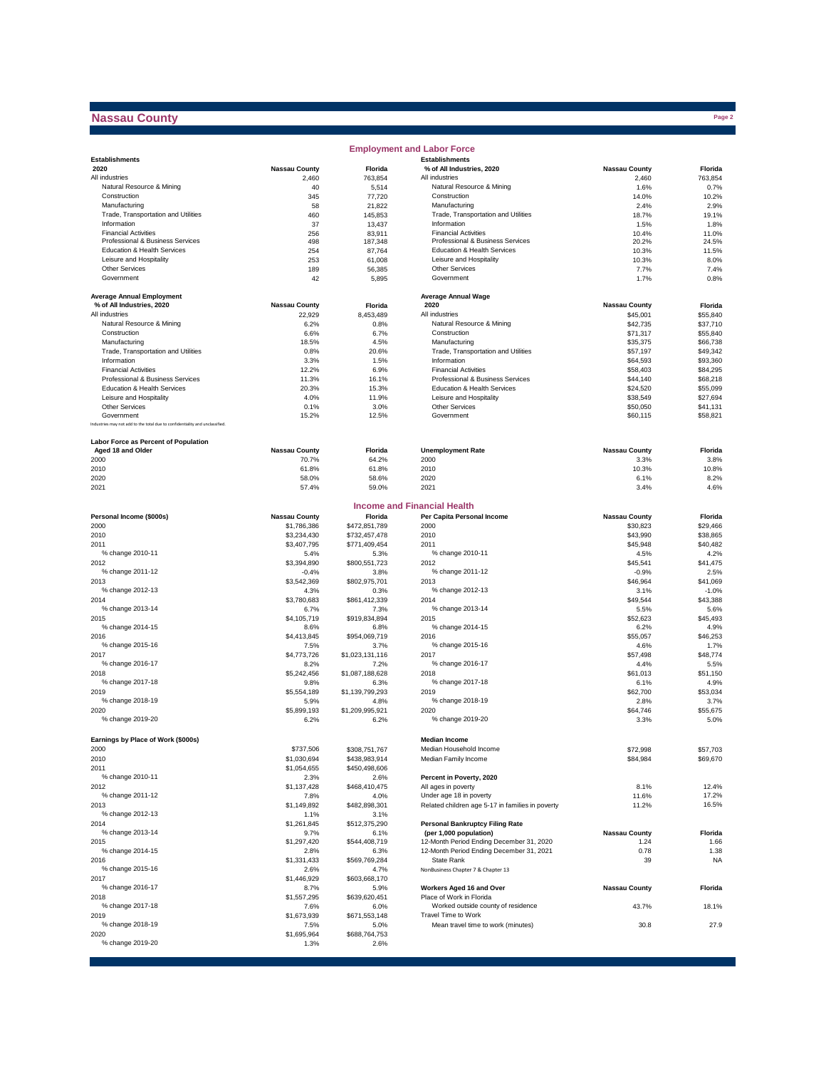# Nassau County

## Employment and Labor Force

| Establishments 2020 | Nassau County | Florida |
|---|---|---|
| All industries | 2,460 | 763,854 |
| Natural Resource & Mining | 40 | 5,514 |
| Construction | 345 | 77,720 |
| Manufacturing | 58 | 21,822 |
| Trade, Transportation and Utilities | 460 | 145,853 |
| Information | 37 | 13,437 |
| Financial Activities | 256 | 83,911 |
| Professional & Business Services | 498 | 187,348 |
| Education & Health Services | 254 | 87,764 |
| Leisure and Hospitality | 253 | 61,008 |
| Other Services | 189 | 56,385 |
| Government | 42 | 5,895 |

| Establishments % of All Industries, 2020 | Nassau County | Florida |
|---|---|---|
| All industries | 2,460 | 763,854 |
| Natural Resource & Mining | 1.6% | 0.7% |
| Construction | 14.0% | 10.2% |
| Manufacturing | 2.4% | 2.9% |
| Trade, Transportation and Utilities | 18.7% | 19.1% |
| Information | 1.5% | 1.8% |
| Financial Activities | 10.4% | 11.0% |
| Professional & Business Services | 20.2% | 24.5% |
| Education & Health Services | 10.3% | 11.5% |
| Leisure and Hospitality | 10.3% | 8.0% |
| Other Services | 7.7% | 7.4% |
| Government | 1.7% | 0.8% |

| Average Annual Employment % of All Industries, 2020 | Nassau County | Florida |
|---|---|---|
| All industries | 22,929 | 8,453,489 |
| Natural Resource & Mining | 6.2% | 0.8% |
| Construction | 6.6% | 6.7% |
| Manufacturing | 18.5% | 4.5% |
| Trade, Transportation and Utilities | 0.8% | 20.6% |
| Information | 3.3% | 1.5% |
| Financial Activities | 12.2% | 6.9% |
| Professional & Business Services | 11.3% | 16.1% |
| Education & Health Services | 20.3% | 15.3% |
| Leisure and Hospitality | 4.0% | 11.9% |
| Other Services | 0.1% | 3.0% |
| Government | 15.2% | 12.5% |

Industries may not add to the total due to confidentiality and unclassified.

| Average Annual Wage 2020 | Nassau County | Florida |
|---|---|---|
| All industries | $45,001 | $55,840 |
| Natural Resource & Mining | $42,735 | $37,710 |
| Construction | $71,317 | $55,840 |
| Manufacturing | $35,375 | $66,738 |
| Trade, Transportation and Utilities | $57,197 | $49,342 |
| Information | $64,593 | $93,360 |
| Financial Activities | $58,403 | $84,295 |
| Professional & Business Services | $44,140 | $68,218 |
| Education & Health Services | $24,520 | $55,099 |
| Leisure and Hospitality | $38,549 | $27,694 |
| Other Services | $50,050 | $41,131 |
| Government | $60,115 | $58,821 |

| Labor Force as Percent of Population Aged 18 and Older | Nassau County | Florida |
|---|---|---|
| 2000 | 70.7% | 64.2% |
| 2010 | 61.8% | 61.8% |
| 2020 | 58.0% | 58.6% |
| 2021 | 57.4% | 59.0% |

| Unemployment Rate | Nassau County | Florida |
|---|---|---|
| 2000 | 3.3% | 3.8% |
| 2010 | 10.3% | 10.8% |
| 2020 | 6.1% | 8.2% |
| 2021 | 3.4% | 4.6% |

## Income and Financial Health

| Personal Income ($000s) | Nassau County | Florida |
|---|---|---|
| 2000 | $1,786,386 | $472,851,789 |
| 2010 | $3,234,430 | $732,457,478 |
| 2011 | $3,407,795 | $771,409,454 |
| % change 2010-11 | 5.4% | 5.3% |
| 2012 | $3,394,890 | $800,551,723 |
| % change 2011-12 | -0.4% | 3.8% |
| 2013 | $3,542,369 | $802,975,701 |
| % change 2012-13 | 4.3% | 0.3% |
| 2014 | $3,780,683 | $861,412,339 |
| % change 2013-14 | 6.7% | 7.3% |
| 2015 | $4,105,719 | $919,834,894 |
| % change 2014-15 | 8.6% | 6.8% |
| 2016 | $4,413,845 | $954,069,719 |
| % change 2015-16 | 7.5% | 3.7% |
| 2017 | $4,773,726 | $1,023,131,116 |
| % change 2016-17 | 8.2% | 7.2% |
| 2018 | $5,242,456 | $1,087,188,628 |
| % change 2017-18 | 9.8% | 6.3% |
| 2019 | $5,554,189 | $1,139,799,293 |
| % change 2018-19 | 5.9% | 4.8% |
| 2020 | $5,899,193 | $1,209,995,921 |
| % change 2019-20 | 6.2% | 6.2% |

| Per Capita Personal Income | Nassau County | Florida |
|---|---|---|
| 2000 | $30,823 | $29,466 |
| 2010 | $43,990 | $38,865 |
| 2011 | $45,948 | $40,482 |
| % change 2010-11 | 4.5% | 4.2% |
| 2012 | $45,541 | $41,475 |
| % change 2011-12 | -0.9% | 2.5% |
| 2013 | $46,964 | $41,069 |
| % change 2012-13 | 3.1% | -1.0% |
| 2014 | $49,544 | $43,388 |
| % change 2013-14 | 5.5% | 5.6% |
| 2015 | $52,623 | $45,493 |
| % change 2014-15 | 6.2% | 4.9% |
| 2016 | $55,057 | $46,253 |
| % change 2015-16 | 4.6% | 1.7% |
| 2017 | $57,498 | $48,774 |
| % change 2016-17 | 4.4% | 5.5% |
| 2018 | $61,013 | $51,150 |
| % change 2017-18 | 6.1% | 4.9% |
| 2019 | $62,700 | $53,034 |
| % change 2018-19 | 2.8% | 3.7% |
| 2020 | $64,746 | $55,675 |
| % change 2019-20 | 3.3% | 5.0% |

| Earnings by Place of Work ($000s) | Nassau County | Florida |
|---|---|---|
| 2000 | $737,506 | $308,751,767 |
| 2010 | $1,030,694 | $438,983,914 |
| 2011 | $1,054,655 | $450,498,606 |
| % change 2010-11 | 2.3% | 2.6% |
| 2012 | $1,137,428 | $468,410,475 |
| % change 2011-12 | 7.8% | 4.0% |
| 2013 | $1,149,892 | $482,898,301 |
| % change 2012-13 | 1.1% | 3.1% |
| 2014 | $1,261,845 | $512,375,290 |
| % change 2013-14 | 9.7% | 6.1% |
| 2015 | $1,297,420 | $544,408,719 |
| % change 2014-15 | 2.8% | 6.3% |
| 2016 | $1,331,433 | $569,769,284 |
| % change 2015-16 | 2.6% | 4.7% |
| 2017 | $1,446,929 | $603,668,170 |
| % change 2016-17 | 8.7% | 5.9% |
| 2018 | $1,557,295 | $639,620,451 |
| % change 2017-18 | 7.6% | 6.0% |
| 2019 | $1,673,939 | $671,553,148 |
| % change 2018-19 | 7.5% | 5.0% |
| 2020 | $1,695,964 | $688,764,753 |
| % change 2019-20 | 1.3% | 2.6% |

| Median Income | Nassau County | Florida |
|---|---|---|
| Median Household Income | $72,998 | $57,703 |
| Median Family Income | $84,984 | $69,670 |

| Percent in Poverty, 2020 | Nassau County | Florida |
|---|---|---|
| All ages in poverty | 8.1% | 12.4% |
| Under age 18 in poverty | 11.6% | 17.2% |
| Related children age 5-17 in families in poverty | 11.2% | 16.5% |

| Personal Bankruptcy Filing Rate (per 1,000 population) | Nassau County | Florida |
|---|---|---|
| 12-Month Period Ending December 31, 2020 | 1.24 | 1.66 |
| 12-Month Period Ending December 31, 2021 | 0.78 | 1.38 |
| State Rank | 39 | NA |

NonBusiness Chapter 7 & Chapter 13

| Workers Aged 16 and Over | Nassau County | Florida |
|---|---|---|
| Place of Work in Florida | | |
| Worked outside county of residence | 43.7% | 18.1% |
| Travel Time to Work | | |
| Mean travel time to work (minutes) | 30.8 | 27.9 |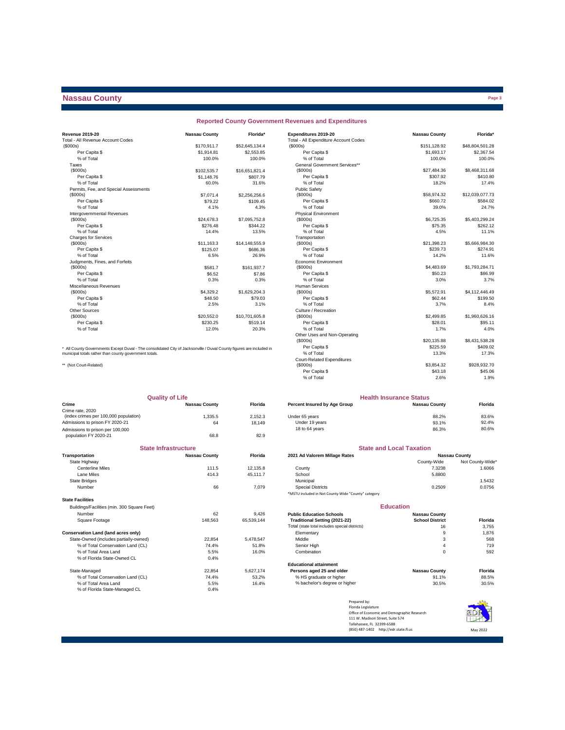# Nassau County

## Reported County Government Revenues and Expenditures

| Revenue 2019-20 | Nassau County | Florida* |
|---|---|---|
| Total - All Revenue Account Codes | | |
| ($000s) | $170,911.7 | $52,645,134.4 |
| Per Capita $ | $1,914.81 | $2,553.85 |
| % of Total | 100.0% | 100.0% |
| Taxes | | |
| ($000s) | $102,535.7 | $16,651,821.4 |
| Per Capita $ | $1,148.76 | $807.79 |
| % of Total | 60.0% | 31.6% |
| Permits, Fee, and Special Assessments | | |
| ($000s) | $7,071.4 | $2,256,256.6 |
| Per Capita $ | $79.22 | $109.45 |
| % of Total | 4.1% | 4.3% |
| Intergovernmental Revenues | | |
| ($000s) | $24,678.3 | $7,095,752.8 |
| Per Capita $ | $276.48 | $344.22 |
| % of Total | 14.4% | 13.5% |
| Charges for Services | | |
| ($000s) | $11,163.3 | $14,148,555.9 |
| Per Capita $ | $125.07 | $686.36 |
| % of Total | 6.5% | 26.9% |
| Judgments, Fines, and Forfeits | | |
| ($000s) | $581.7 | $161,937.7 |
| Per Capita $ | $6.52 | $7.86 |
| % of Total | 0.3% | 0.3% |
| Miscellaneous Revenues | | |
| ($000s) | $4,329.2 | $1,629,204.3 |
| Per Capita $ | $48.50 | $79.03 |
| % of Total | 2.5% | 3.1% |
| Other Sources | | |
| ($000s) | $20,552.0 | $10,701,605.8 |
| Per Capita $ | $230.25 | $519.14 |
| % of Total | 12.0% | 20.3% |

| Expenditures 2019-20 | Nassau County | Florida* |
|---|---|---|
| Total - All Expenditure Account Codes | | |
| ($000s) | $151,128.92 | $48,804,501.28 |
| Per Capita $ | $1,693.17 | $2,367.54 |
| % of Total | 100.0% | 100.0% |
| General Government Services** | | |
| ($000s) | $27,484.36 | $8,468,311.68 |
| Per Capita $ | $307.92 | $410.80 |
| % of Total | 18.2% | 17.4% |
| Public Safety | | |
| ($000s) | $58,974.32 | $12,039,077.73 |
| Per Capita $ | $660.72 | $584.02 |
| % of Total | 39.0% | 24.7% |
| Physical Environment | | |
| ($000s) | $6,725.35 | $5,403,299.24 |
| Per Capita $ | $75.35 | $262.12 |
| % of Total | 4.5% | 11.1% |
| Transportation | | |
| ($000s) | $21,398.23 | $5,666,984.30 |
| Per Capita $ | $239.73 | $274.91 |
| % of Total | 14.2% | 11.6% |
| Economic Environment | | |
| ($000s) | $4,483.69 | $1,793,284.71 |
| Per Capita $ | $50.23 | $86.99 |
| % of Total | 3.0% | 3.7% |
| Human Services | | |
| ($000s) | $5,572.91 | $4,112,446.49 |
| Per Capita $ | $62.44 | $199.50 |
| % of Total | 3.7% | 8.4% |
| Culture / Recreation | | |
| ($000s) | $2,499.85 | $1,960,626.16 |
| Per Capita $ | $28.01 | $95.11 |
| % of Total | 1.7% | 4.0% |
| Other Uses and Non-Operating | | |
| ($000s) | $20,135.88 | $8,431,538.28 |
| Per Capita $ | $225.59 | $409.02 |
| % of Total | 13.3% | 17.3% |
| Court-Related Expenditures | | |
| ($000s) | $3,854.32 | $928,932.70 |
| Per Capita $ | $43.18 | $45.06 |
| % of Total | 2.6% | 1.9% |

* All County Governments Except Duval - The consolidated City of Jacksonville / Duval County figures are included in municipal totals rather than county government totals.

** (Not Court-Related)

## Quality of Life

| Crime | Nassau County | Florida |
|---|---|---|
| Crime rate, 2020 (index crimes per 100,000 population) | 1,335.5 | 2,152.3 |
| Admissions to prison FY 2020-21 | 64 | 18,149 |
| Admissions to prison per 100,000 population FY 2020-21 | 68.8 | 82.9 |

## Health Insurance Status

| Percent Insured by Age Group | Nassau County | Florida |
|---|---|---|
| Under 65 years | 88.2% | 83.6% |
| Under 19 years | 93.1% | 92.4% |
| 18 to 64 years | 86.3% | 80.6% |

## State Infrastructure

| Transportation | Nassau County | Florida |
|---|---|---|
| State Highway | | |
| Centerline Miles | 111.5 | 12,135.8 |
| Lane Miles | 414.3 | 45,111.7 |
| State Bridges | | |
| Number | 66 | 7,079 |

| State Facilities | Nassau County | Florida |
|---|---|---|
| Buildings/Facilities (min. 300 Square Feet) | | |
| Number | 62 | 9,426 |
| Square Footage | 148,563 | 65,539,144 |

| Conservation Land (land acres only) | Nassau County | Florida |
|---|---|---|
| State-Owned (includes partially-owned) | 22,854 | 5,478,547 |
| % of Total Conservation Land (CL) | 74.4% | 51.8% |
| % of Total Area Land | 5.5% | 16.0% |
| % of Florida State-Owned CL | 0.4% | |
| State-Managed | 22,854 | 5,627,174 |
| % of Total Conservation Land (CL) | 74.4% | 53.2% |
| % of Total Area Land | 5.5% | 16.4% |
| % of Florida State-Managed CL | 0.4% | |

## State and Local Taxation

| 2021 Ad Valorem Millage Rates | Nassau County | |
|---|---|---|
| | County-Wide | Not County-Wide* |
| County | 7.3238 | 1.6066 |
| School | 5.8800 | |
| Municipal | | 1.5432 |
| Special Districts | 0.2509 | 0.0756 |

*MSTU included in Not County-Wide "County" category

## Education

| Public Education Schools Traditional Setting (2021-22) | Nassau County School District | Florida |
|---|---|---|
| Total (state total includes special districts) | 16 | 3,755 |
| Elementary | 9 | 1,876 |
| Middle | 3 | 568 |
| Senior High | 4 | 719 |
| Combination | 0 | 592 |

| Educational attainment Persons aged 25 and older | Nassau County | Florida |
|---|---|---|
| % HS graduate or higher | 91.1% | 88.5% |
| % bachelor's degree or higher | 30.5% | 30.5% |

Prepared by:
Florida Legislature
Office of Economic and Demographic Research
111 W. Madison Street, Suite 574
Tallahassee, FL 32399-6588
(850) 487-1402 http://edr.state.fl.us

May 2022